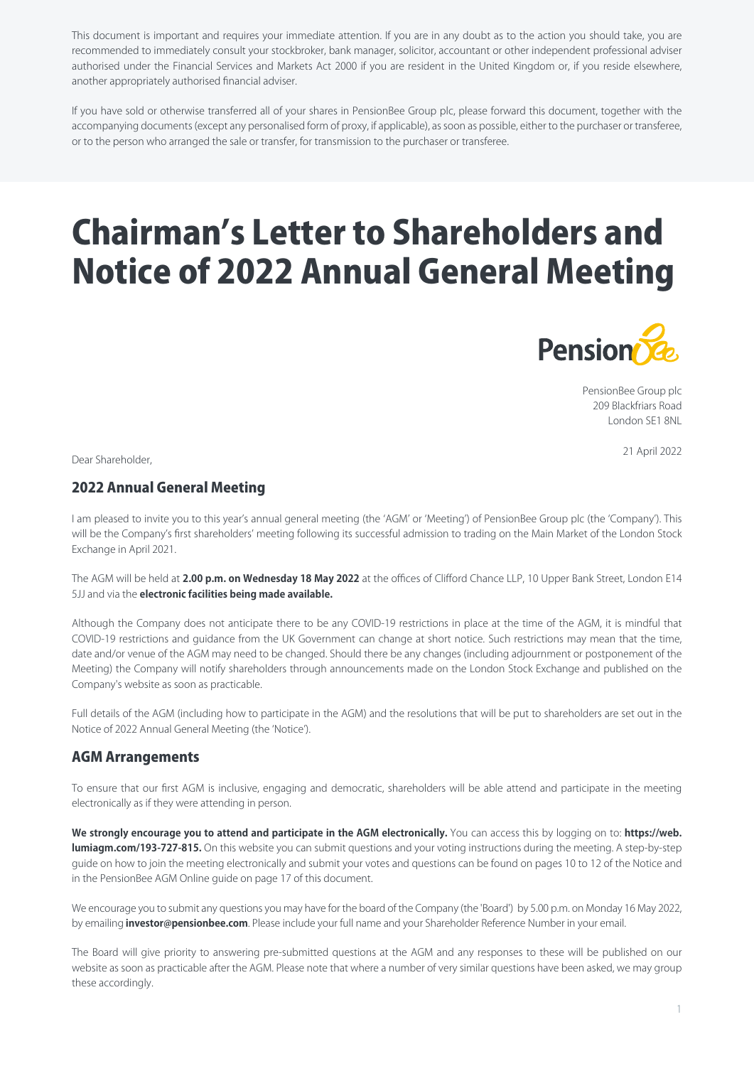This document is important and requires your immediate attention. If you are in any doubt as to the action you should take, you are recommended to immediately consult your stockbroker, bank manager, solicitor, accountant or other independent professional adviser authorised under the Financial Services and Markets Act 2000 if you are resident in the United Kingdom or, if you reside elsewhere, another appropriately authorised financial adviser.

If you have sold or otherwise transferred all of your shares in PensionBee Group plc, please forward this document, together with the accompanying documents (except any personalised form of proxy, if applicable), as soon as possible, either to the purchaser or transferee, or to the person who arranged the sale or transfer, for transmission to the purchaser or transferee.

# Chairman's Letter to Shareholders and Notice of 2022 Annual General Meeting

PensionBee Group plc
209 Blackfriars Road
London SE1 8NL

21 April 2022

Dear Shareholder,

## 2022 Annual General Meeting

I am pleased to invite you to this year's annual general meeting (the 'AGM' or 'Meeting') of PensionBee Group plc (the 'Company'). This will be the Company's first shareholders' meeting following its successful admission to trading on the Main Market of the London Stock Exchange in April 2021.

The AGM will be held at **2.00 p.m. on Wednesday 18 May 2022** at the offices of Clifford Chance LLP, 10 Upper Bank Street, London E14 5JJ and via the **electronic facilities being made available.**

Although the Company does not anticipate there to be any COVID-19 restrictions in place at the time of the AGM, it is mindful that COVID-19 restrictions and guidance from the UK Government can change at short notice. Such restrictions may mean that the time, date and/or venue of the AGM may need to be changed. Should there be any changes (including adjournment or postponement of the Meeting) the Company will notify shareholders through announcements made on the London Stock Exchange and published on the Company's website as soon as practicable.

Full details of the AGM (including how to participate in the AGM) and the resolutions that will be put to shareholders are set out in the Notice of 2022 Annual General Meeting (the 'Notice').

## AGM Arrangements

To ensure that our first AGM is inclusive, engaging and democratic, shareholders will be able attend and participate in the meeting electronically as if they were attending in person.

**We strongly encourage you to attend and participate in the AGM electronically.** You can access this by logging on to: **https://web.lumiagm.com/193-727-815.** On this website you can submit questions and your voting instructions during the meeting. A step-by-step guide on how to join the meeting electronically and submit your votes and questions can be found on pages 10 to 12 of the Notice and in the PensionBee AGM Online guide on page 17 of this document.

We encourage you to submit any questions you may have for the board of the Company (the 'Board') by 5.00 p.m. on Monday 16 May 2022, by emailing **investor@pensionbee.com**. Please include your full name and your Shareholder Reference Number in your email.

The Board will give priority to answering pre-submitted questions at the AGM and any responses to these will be published on our website as soon as practicable after the AGM. Please note that where a number of very similar questions have been asked, we may group these accordingly.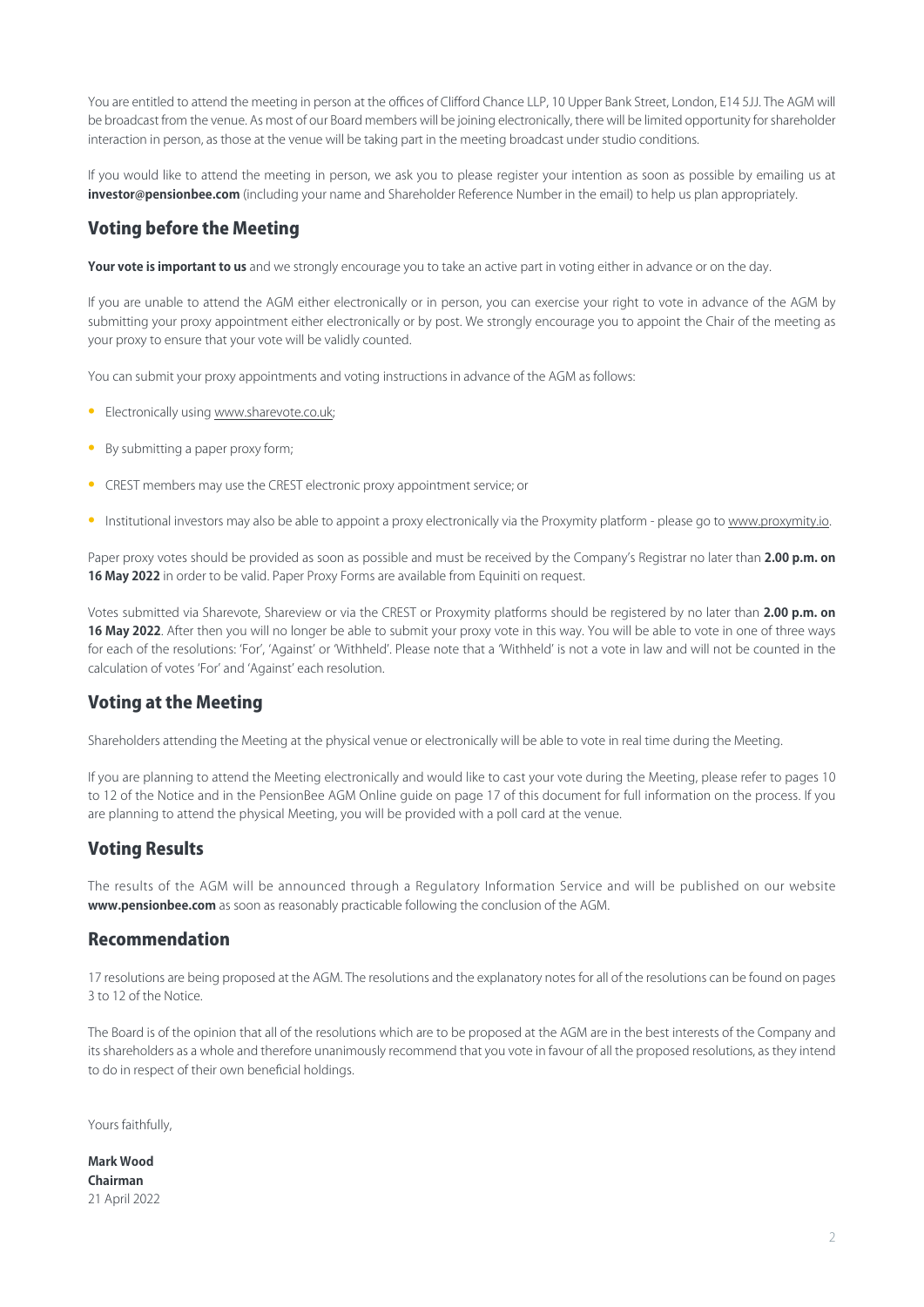You are entitled to attend the meeting in person at the offices of Clifford Chance LLP, 10 Upper Bank Street, London, E14 5JJ. The AGM will be broadcast from the venue. As most of our Board members will be joining electronically, there will be limited opportunity for shareholder interaction in person, as those at the venue will be taking part in the meeting broadcast under studio conditions.

If you would like to attend the meeting in person, we ask you to please register your intention as soon as possible by emailing us at **investor@pensionbee.com** (including your name and Shareholder Reference Number in the email) to help us plan appropriately.

## Voting before the Meeting

**Your vote is important to us** and we strongly encourage you to take an active part in voting either in advance or on the day.

If you are unable to attend the AGM either electronically or in person, you can exercise your right to vote in advance of the AGM by submitting your proxy appointment either electronically or by post. We strongly encourage you to appoint the Chair of the meeting as your proxy to ensure that your vote will be validly counted.

You can submit your proxy appointments and voting instructions in advance of the AGM as follows:

- Electronically using www.sharevote.co.uk;
- By submitting a paper proxy form;
- CREST members may use the CREST electronic proxy appointment service; or
- Institutional investors may also be able to appoint a proxy electronically via the Proxymity platform - please go to www.proxymity.io.

Paper proxy votes should be provided as soon as possible and must be received by the Company's Registrar no later than **2.00 p.m. on 16 May 2022** in order to be valid. Paper Proxy Forms are available from Equiniti on request.

Votes submitted via Sharevote, Shareview or via the CREST or Proxymity platforms should be registered by no later than **2.00 p.m. on 16 May 2022**. After then you will no longer be able to submit your proxy vote in this way. You will be able to vote in one of three ways for each of the resolutions: 'For', 'Against' or 'Withheld'. Please note that a 'Withheld' is not a vote in law and will not be counted in the calculation of votes 'For' and 'Against' each resolution.

## Voting at the Meeting

Shareholders attending the Meeting at the physical venue or electronically will be able to vote in real time during the Meeting.

If you are planning to attend the Meeting electronically and would like to cast your vote during the Meeting, please refer to pages 10 to 12 of the Notice and in the PensionBee AGM Online guide on page 17 of this document for full information on the process. If you are planning to attend the physical Meeting, you will be provided with a poll card at the venue.

## Voting Results

The results of the AGM will be announced through a Regulatory Information Service and will be published on our website **www.pensionbee.com** as soon as reasonably practicable following the conclusion of the AGM.

## Recommendation

17 resolutions are being proposed at the AGM. The resolutions and the explanatory notes for all of the resolutions can be found on pages 3 to 12 of the Notice.

The Board is of the opinion that all of the resolutions which are to be proposed at the AGM are in the best interests of the Company and its shareholders as a whole and therefore unanimously recommend that you vote in favour of all the proposed resolutions, as they intend to do in respect of their own beneficial holdings.

Yours faithfully,

**Mark Wood**
**Chairman**
21 April 2022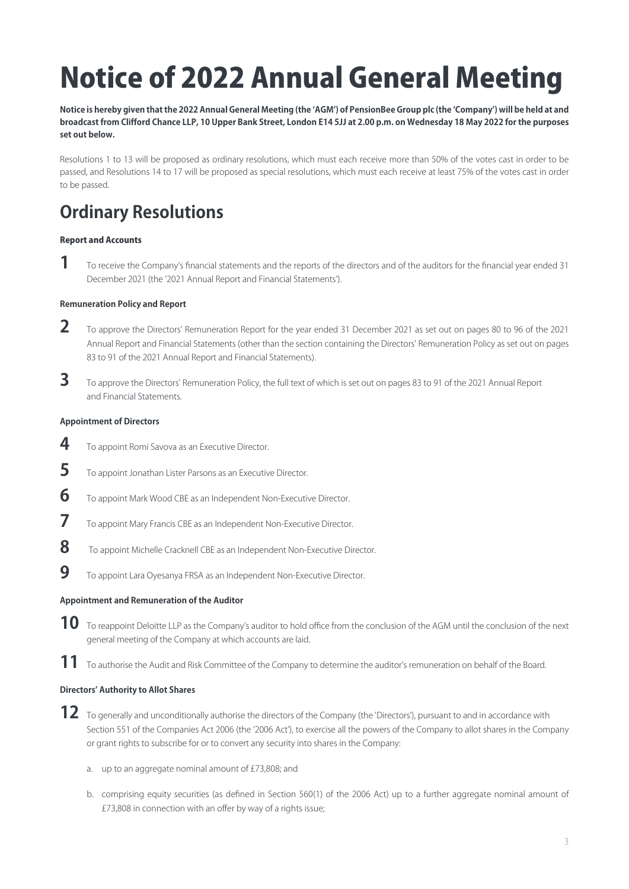# Notice of 2022 Annual General Meeting

**Notice is hereby given that the 2022 Annual General Meeting (the 'AGM') of PensionBee Group plc (the 'Company') will be held at and broadcast from Clifford Chance LLP, 10 Upper Bank Street, London E14 5JJ at 2.00 p.m. on Wednesday 18 May 2022 for the purposes set out below.**

Resolutions 1 to 13 will be proposed as ordinary resolutions, which must each receive more than 50% of the votes cast in order to be passed, and Resolutions 14 to 17 will be proposed as special resolutions, which must each receive at least 75% of the votes cast in order to be passed.

## Ordinary Resolutions

**Report and Accounts**

**1** To receive the Company's financial statements and the reports of the directors and of the auditors for the financial year ended 31 December 2021 (the '2021 Annual Report and Financial Statements').

**Remuneration Policy and Report**

**2** To approve the Directors' Remuneration Report for the year ended 31 December 2021 as set out on pages 80 to 96 of the 2021 Annual Report and Financial Statements (other than the section containing the Directors' Remuneration Policy as set out on pages 83 to 91 of the 2021 Annual Report and Financial Statements).

**3** To approve the Directors' Remuneration Policy, the full text of which is set out on pages 83 to 91 of the 2021 Annual Report and Financial Statements.

**Appointment of Directors**

**4** To appoint Romi Savova as an Executive Director.

**5** To appoint Jonathan Lister Parsons as an Executive Director.

**6** To appoint Mark Wood CBE as an Independent Non-Executive Director.

**7** To appoint Mary Francis CBE as an Independent Non-Executive Director.

**8** To appoint Michelle Cracknell CBE as an Independent Non-Executive Director.

**9** To appoint Lara Oyesanya FRSA as an Independent Non-Executive Director.

**Appointment and Remuneration of the Auditor**

**10** To reappoint Deloitte LLP as the Company's auditor to hold office from the conclusion of the AGM until the conclusion of the next general meeting of the Company at which accounts are laid.

**11** To authorise the Audit and Risk Committee of the Company to determine the auditor's remuneration on behalf of the Board.

**Directors' Authority to Allot Shares**

**12** To generally and unconditionally authorise the directors of the Company (the 'Directors'), pursuant to and in accordance with Section 551 of the Companies Act 2006 (the '2006 Act'), to exercise all the powers of the Company to allot shares in the Company or grant rights to subscribe for or to convert any security into shares in the Company:

a. up to an aggregate nominal amount of £73,808; and

b. comprising equity securities (as defined in Section 560(1) of the 2006 Act) up to a further aggregate nominal amount of £73,808 in connection with an offer by way of a rights issue;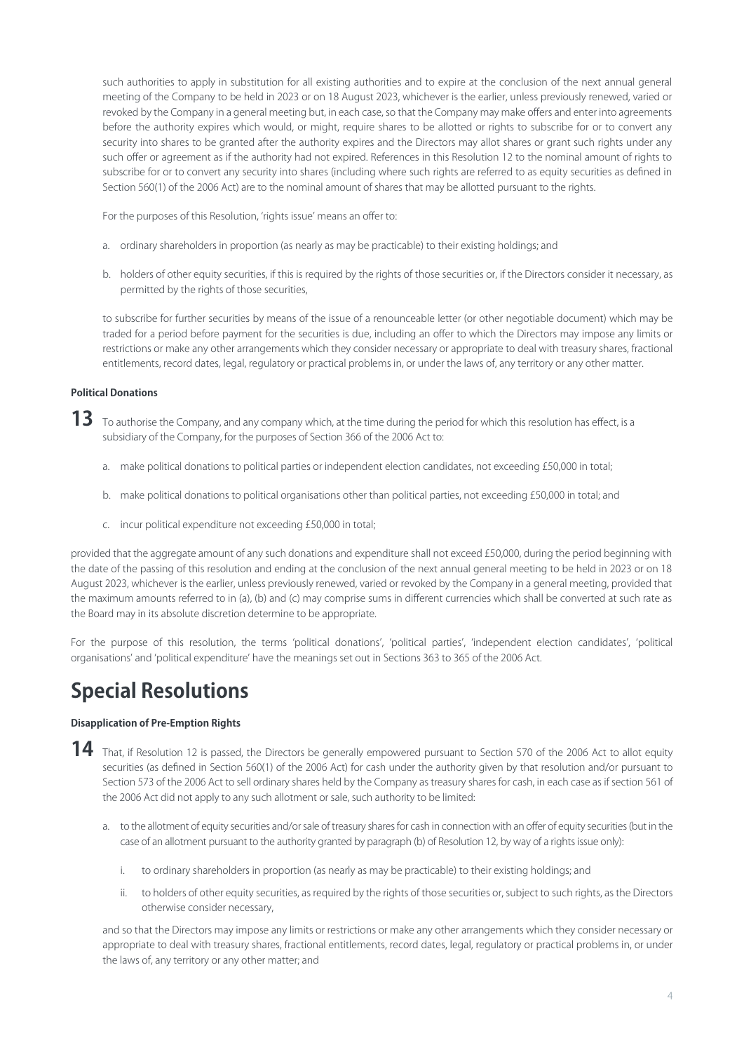such authorities to apply in substitution for all existing authorities and to expire at the conclusion of the next annual general meeting of the Company to be held in 2023 or on 18 August 2023, whichever is the earlier, unless previously renewed, varied or revoked by the Company in a general meeting but, in each case, so that the Company may make offers and enter into agreements before the authority expires which would, or might, require shares to be allotted or rights to subscribe for or to convert any security into shares to be granted after the authority expires and the Directors may allot shares or grant such rights under any such offer or agreement as if the authority had not expired. References in this Resolution 12 to the nominal amount of rights to subscribe for or to convert any security into shares (including where such rights are referred to as equity securities as defined in Section 560(1) of the 2006 Act) are to the nominal amount of shares that may be allotted pursuant to the rights.

For the purposes of this Resolution, 'rights issue' means an offer to:

a. ordinary shareholders in proportion (as nearly as may be practicable) to their existing holdings; and

b. holders of other equity securities, if this is required by the rights of those securities or, if the Directors consider it necessary, as permitted by the rights of those securities,

to subscribe for further securities by means of the issue of a renounceable letter (or other negotiable document) which may be traded for a period before payment for the securities is due, including an offer to which the Directors may impose any limits or restrictions or make any other arrangements which they consider necessary or appropriate to deal with treasury shares, fractional entitlements, record dates, legal, regulatory or practical problems in, or under the laws of, any territory or any other matter.

**Political Donations**

**13** To authorise the Company, and any company which, at the time during the period for which this resolution has effect, is a subsidiary of the Company, for the purposes of Section 366 of the 2006 Act to:

a. make political donations to political parties or independent election candidates, not exceeding £50,000 in total;

b. make political donations to political organisations other than political parties, not exceeding £50,000 in total; and

c. incur political expenditure not exceeding £50,000 in total;

provided that the aggregate amount of any such donations and expenditure shall not exceed £50,000, during the period beginning with the date of the passing of this resolution and ending at the conclusion of the next annual general meeting to be held in 2023 or on 18 August 2023, whichever is the earlier, unless previously renewed, varied or revoked by the Company in a general meeting, provided that the maximum amounts referred to in (a), (b) and (c) may comprise sums in different currencies which shall be converted at such rate as the Board may in its absolute discretion determine to be appropriate.

For the purpose of this resolution, the terms 'political donations', 'political parties', 'independent election candidates', 'political organisations' and 'political expenditure' have the meanings set out in Sections 363 to 365 of the 2006 Act.

# Special Resolutions

**Disapplication of Pre-Emption Rights**

**14** That, if Resolution 12 is passed, the Directors be generally empowered pursuant to Section 570 of the 2006 Act to allot equity securities (as defined in Section 560(1) of the 2006 Act) for cash under the authority given by that resolution and/or pursuant to Section 573 of the 2006 Act to sell ordinary shares held by the Company as treasury shares for cash, in each case as if section 561 of the 2006 Act did not apply to any such allotment or sale, such authority to be limited:

a. to the allotment of equity securities and/or sale of treasury shares for cash in connection with an offer of equity securities (but in the case of an allotment pursuant to the authority granted by paragraph (b) of Resolution 12, by way of a rights issue only):

   i. to ordinary shareholders in proportion (as nearly as may be practicable) to their existing holdings; and

   ii. to holders of other equity securities, as required by the rights of those securities or, subject to such rights, as the Directors otherwise consider necessary,

and so that the Directors may impose any limits or restrictions or make any other arrangements which they consider necessary or appropriate to deal with treasury shares, fractional entitlements, record dates, legal, regulatory or practical problems in, or under the laws of, any territory or any other matter; and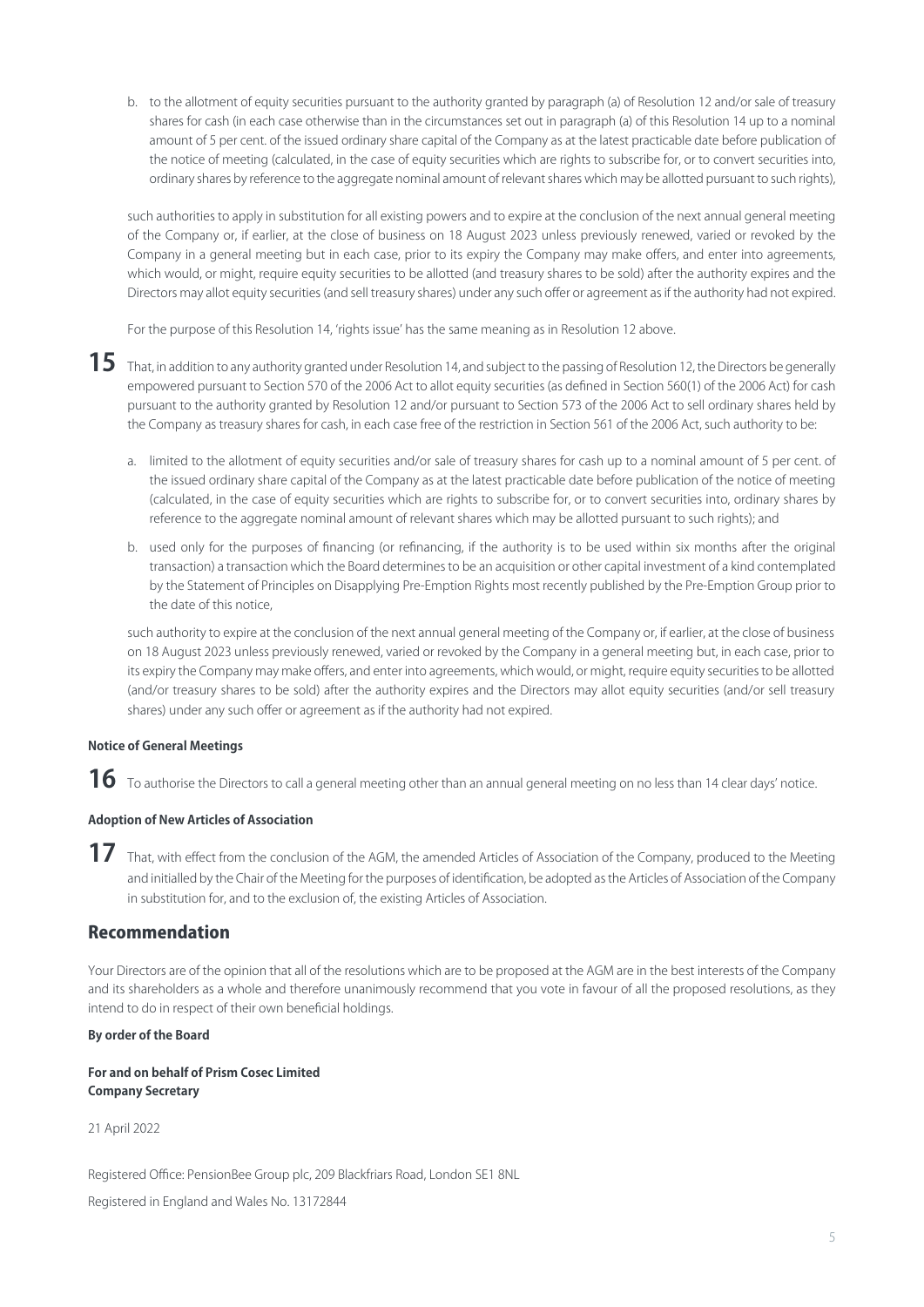b. to the allotment of equity securities pursuant to the authority granted by paragraph (a) of Resolution 12 and/or sale of treasury shares for cash (in each case otherwise than in the circumstances set out in paragraph (a) of this Resolution 14 up to a nominal amount of 5 per cent. of the issued ordinary share capital of the Company as at the latest practicable date before publication of the notice of meeting (calculated, in the case of equity securities which are rights to subscribe for, or to convert securities into, ordinary shares by reference to the aggregate nominal amount of relevant shares which may be allotted pursuant to such rights),

such authorities to apply in substitution for all existing powers and to expire at the conclusion of the next annual general meeting of the Company or, if earlier, at the close of business on 18 August 2023 unless previously renewed, varied or revoked by the Company in a general meeting but in each case, prior to its expiry the Company may make offers, and enter into agreements, which would, or might, require equity securities to be allotted (and treasury shares to be sold) after the authority expires and the Directors may allot equity securities (and sell treasury shares) under any such offer or agreement as if the authority had not expired.

For the purpose of this Resolution 14, 'rights issue' has the same meaning as in Resolution 12 above.

**15** That, in addition to any authority granted under Resolution 14, and subject to the passing of Resolution 12, the Directors be generally empowered pursuant to Section 570 of the 2006 Act to allot equity securities (as defined in Section 560(1) of the 2006 Act) for cash pursuant to the authority granted by Resolution 12 and/or pursuant to Section 573 of the 2006 Act to sell ordinary shares held by the Company as treasury shares for cash, in each case free of the restriction in Section 561 of the 2006 Act, such authority to be:

a. limited to the allotment of equity securities and/or sale of treasury shares for cash up to a nominal amount of 5 per cent. of the issued ordinary share capital of the Company as at the latest practicable date before publication of the notice of meeting (calculated, in the case of equity securities which are rights to subscribe for, or to convert securities into, ordinary shares by reference to the aggregate nominal amount of relevant shares which may be allotted pursuant to such rights); and

b. used only for the purposes of financing (or refinancing, if the authority is to be used within six months after the original transaction) a transaction which the Board determines to be an acquisition or other capital investment of a kind contemplated by the Statement of Principles on Disapplying Pre-Emption Rights most recently published by the Pre-Emption Group prior to the date of this notice,

such authority to expire at the conclusion of the next annual general meeting of the Company or, if earlier, at the close of business on 18 August 2023 unless previously renewed, varied or revoked by the Company in a general meeting but, in each case, prior to its expiry the Company may make offers, and enter into agreements, which would, or might, require equity securities to be allotted (and/or treasury shares to be sold) after the authority expires and the Directors may allot equity securities (and/or sell treasury shares) under any such offer or agreement as if the authority had not expired.

**Notice of General Meetings**

**16** To authorise the Directors to call a general meeting other than an annual general meeting on no less than 14 clear days' notice.

**Adoption of New Articles of Association**

**17** That, with effect from the conclusion of the AGM, the amended Articles of Association of the Company, produced to the Meeting and initialled by the Chair of the Meeting for the purposes of identification, be adopted as the Articles of Association of the Company in substitution for, and to the exclusion of, the existing Articles of Association.

## Recommendation

Your Directors are of the opinion that all of the resolutions which are to be proposed at the AGM are in the best interests of the Company and its shareholders as a whole and therefore unanimously recommend that you vote in favour of all the proposed resolutions, as they intend to do in respect of their own beneficial holdings.

**By order of the Board**

**For and on behalf of Prism Cosec Limited**
**Company Secretary**

21 April 2022

Registered Office: PensionBee Group plc, 209 Blackfriars Road, London SE1 8NL

Registered in England and Wales No. 13172844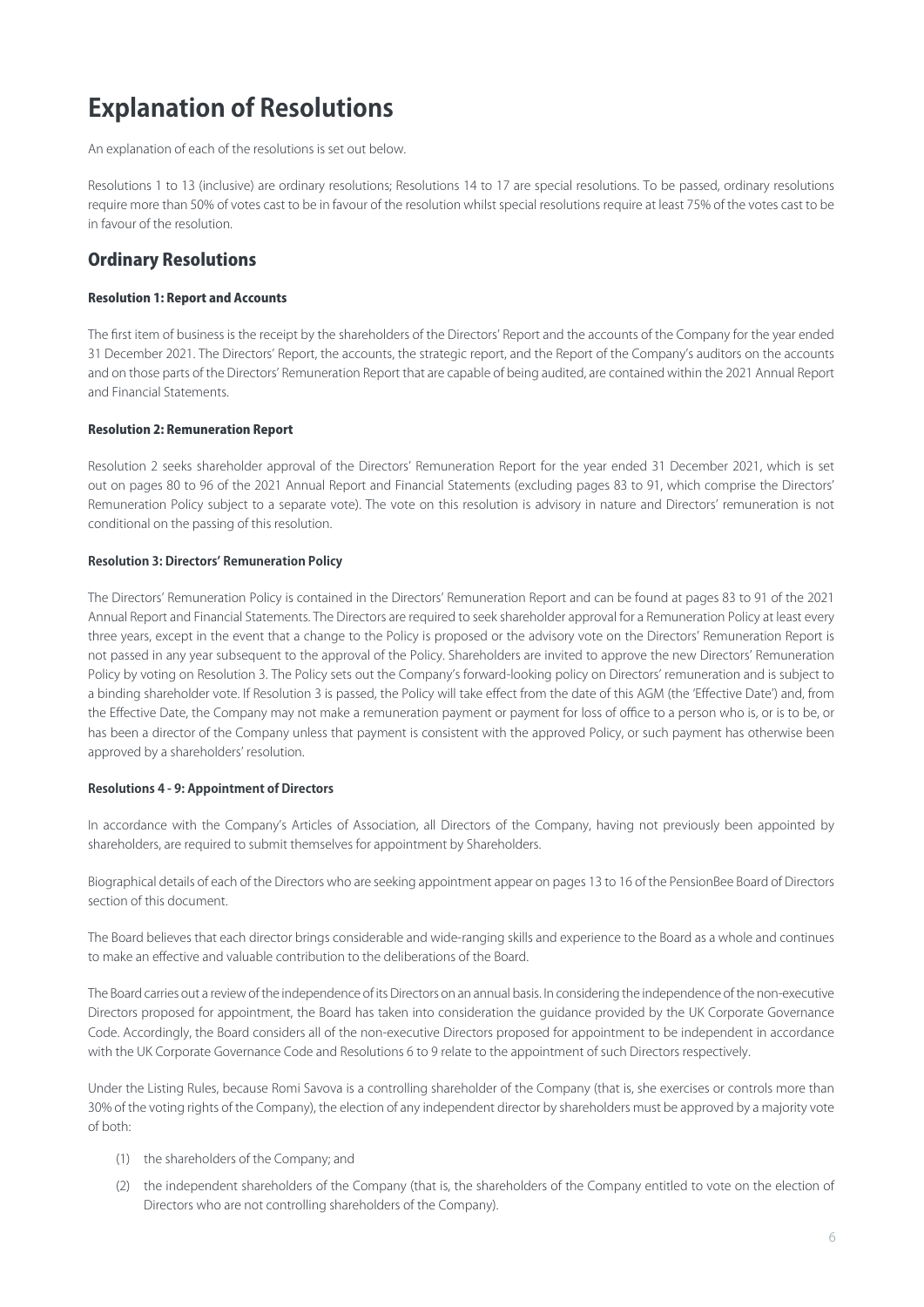# Explanation of Resolutions

An explanation of each of the resolutions is set out below.

Resolutions 1 to 13 (inclusive) are ordinary resolutions; Resolutions 14 to 17 are special resolutions. To be passed, ordinary resolutions require more than 50% of votes cast to be in favour of the resolution whilst special resolutions require at least 75% of the votes cast to be in favour of the resolution.

## Ordinary Resolutions

#### Resolution 1: Report and Accounts

The first item of business is the receipt by the shareholders of the Directors' Report and the accounts of the Company for the year ended 31 December 2021. The Directors' Report, the accounts, the strategic report, and the Report of the Company's auditors on the accounts and on those parts of the Directors' Remuneration Report that are capable of being audited, are contained within the 2021 Annual Report and Financial Statements.

#### Resolution 2: Remuneration Report

Resolution 2 seeks shareholder approval of the Directors' Remuneration Report for the year ended 31 December 2021, which is set out on pages 80 to 96 of the 2021 Annual Report and Financial Statements (excluding pages 83 to 91, which comprise the Directors' Remuneration Policy subject to a separate vote). The vote on this resolution is advisory in nature and Directors' remuneration is not conditional on the passing of this resolution.

#### Resolution 3: Directors' Remuneration Policy

The Directors' Remuneration Policy is contained in the Directors' Remuneration Report and can be found at pages 83 to 91 of the 2021 Annual Report and Financial Statements. The Directors are required to seek shareholder approval for a Remuneration Policy at least every three years, except in the event that a change to the Policy is proposed or the advisory vote on the Directors' Remuneration Report is not passed in any year subsequent to the approval of the Policy. Shareholders are invited to approve the new Directors' Remuneration Policy by voting on Resolution 3. The Policy sets out the Company's forward-looking policy on Directors' remuneration and is subject to a binding shareholder vote. If Resolution 3 is passed, the Policy will take effect from the date of this AGM (the 'Effective Date') and, from the Effective Date, the Company may not make a remuneration payment or payment for loss of office to a person who is, or is to be, or has been a director of the Company unless that payment is consistent with the approved Policy, or such payment has otherwise been approved by a shareholders' resolution.

#### Resolutions 4 - 9: Appointment of Directors

In accordance with the Company's Articles of Association, all Directors of the Company, having not previously been appointed by shareholders, are required to submit themselves for appointment by Shareholders.

Biographical details of each of the Directors who are seeking appointment appear on pages 13 to 16 of the PensionBee Board of Directors section of this document.

The Board believes that each director brings considerable and wide-ranging skills and experience to the Board as a whole and continues to make an effective and valuable contribution to the deliberations of the Board.

The Board carries out a review of the independence of its Directors on an annual basis. In considering the independence of the non-executive Directors proposed for appointment, the Board has taken into consideration the guidance provided by the UK Corporate Governance Code. Accordingly, the Board considers all of the non-executive Directors proposed for appointment to be independent in accordance with the UK Corporate Governance Code and Resolutions 6 to 9 relate to the appointment of such Directors respectively.

Under the Listing Rules, because Romi Savova is a controlling shareholder of the Company (that is, she exercises or controls more than 30% of the voting rights of the Company), the election of any independent director by shareholders must be approved by a majority vote of both:

(1) the shareholders of the Company; and

(2) the independent shareholders of the Company (that is, the shareholders of the Company entitled to vote on the election of Directors who are not controlling shareholders of the Company).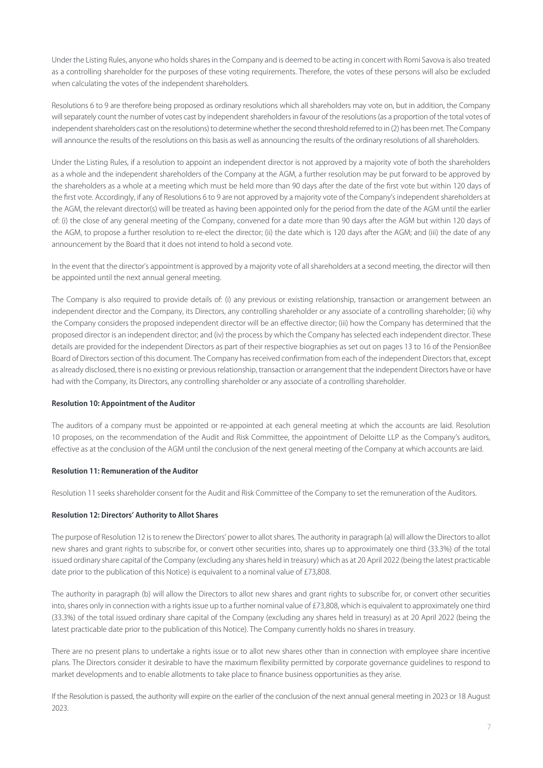Under the Listing Rules, anyone who holds shares in the Company and is deemed to be acting in concert with Romi Savova is also treated as a controlling shareholder for the purposes of these voting requirements. Therefore, the votes of these persons will also be excluded when calculating the votes of the independent shareholders.

Resolutions 6 to 9 are therefore being proposed as ordinary resolutions which all shareholders may vote on, but in addition, the Company will separately count the number of votes cast by independent shareholders in favour of the resolutions (as a proportion of the total votes of independent shareholders cast on the resolutions) to determine whether the second threshold referred to in (2) has been met. The Company will announce the results of the resolutions on this basis as well as announcing the results of the ordinary resolutions of all shareholders.

Under the Listing Rules, if a resolution to appoint an independent director is not approved by a majority vote of both the shareholders as a whole and the independent shareholders of the Company at the AGM, a further resolution may be put forward to be approved by the shareholders as a whole at a meeting which must be held more than 90 days after the date of the first vote but within 120 days of the first vote. Accordingly, if any of Resolutions 6 to 9 are not approved by a majority vote of the Company's independent shareholders at the AGM, the relevant director(s) will be treated as having been appointed only for the period from the date of the AGM until the earlier of: (i) the close of any general meeting of the Company, convened for a date more than 90 days after the AGM but within 120 days of the AGM, to propose a further resolution to re-elect the director; (ii) the date which is 120 days after the AGM; and (iii) the date of any announcement by the Board that it does not intend to hold a second vote.

In the event that the director's appointment is approved by a majority vote of all shareholders at a second meeting, the director will then be appointed until the next annual general meeting.

The Company is also required to provide details of: (i) any previous or existing relationship, transaction or arrangement between an independent director and the Company, its Directors, any controlling shareholder or any associate of a controlling shareholder; (ii) why the Company considers the proposed independent director will be an effective director; (iii) how the Company has determined that the proposed director is an independent director; and (iv) the process by which the Company has selected each independent director. These details are provided for the independent Directors as part of their respective biographies as set out on pages 13 to 16 of the PensionBee Board of Directors section of this document. The Company has received confirmation from each of the independent Directors that, except as already disclosed, there is no existing or previous relationship, transaction or arrangement that the independent Directors have or have had with the Company, its Directors, any controlling shareholder or any associate of a controlling shareholder.

**Resolution 10: Appointment of the Auditor**

The auditors of a company must be appointed or re-appointed at each general meeting at which the accounts are laid. Resolution 10 proposes, on the recommendation of the Audit and Risk Committee, the appointment of Deloitte LLP as the Company's auditors, effective as at the conclusion of the AGM until the conclusion of the next general meeting of the Company at which accounts are laid.

**Resolution 11: Remuneration of the Auditor**

Resolution 11 seeks shareholder consent for the Audit and Risk Committee of the Company to set the remuneration of the Auditors.

**Resolution 12: Directors' Authority to Allot Shares**

The purpose of Resolution 12 is to renew the Directors' power to allot shares. The authority in paragraph (a) will allow the Directors to allot new shares and grant rights to subscribe for, or convert other securities into, shares up to approximately one third (33.3%) of the total issued ordinary share capital of the Company (excluding any shares held in treasury) which as at 20 April 2022 (being the latest practicable date prior to the publication of this Notice) is equivalent to a nominal value of £73,808.

The authority in paragraph (b) will allow the Directors to allot new shares and grant rights to subscribe for, or convert other securities into, shares only in connection with a rights issue up to a further nominal value of £73,808, which is equivalent to approximately one third (33.3%) of the total issued ordinary share capital of the Company (excluding any shares held in treasury) as at 20 April 2022 (being the latest practicable date prior to the publication of this Notice). The Company currently holds no shares in treasury.

There are no present plans to undertake a rights issue or to allot new shares other than in connection with employee share incentive plans. The Directors consider it desirable to have the maximum flexibility permitted by corporate governance guidelines to respond to market developments and to enable allotments to take place to finance business opportunities as they arise.

If the Resolution is passed, the authority will expire on the earlier of the conclusion of the next annual general meeting in 2023 or 18 August 2023.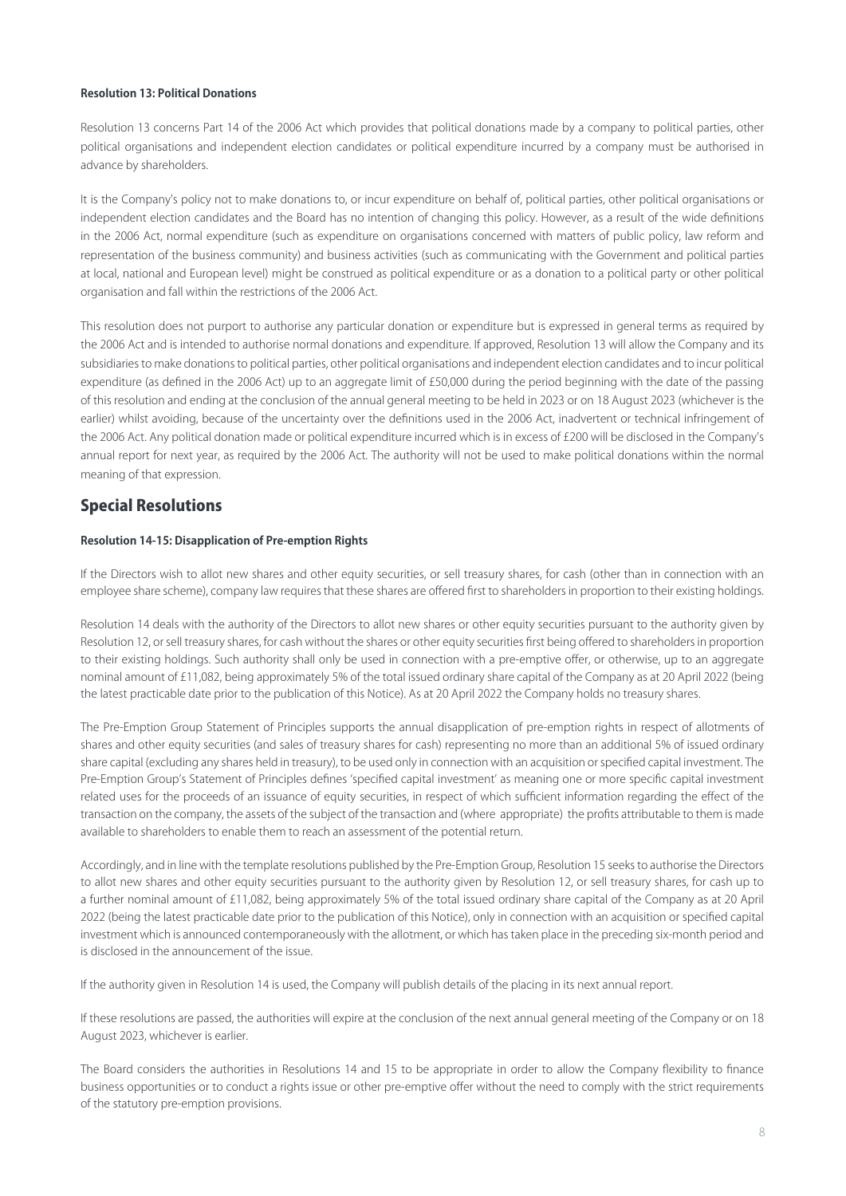#### Resolution 13: Political Donations

Resolution 13 concerns Part 14 of the 2006 Act which provides that political donations made by a company to political parties, other political organisations and independent election candidates or political expenditure incurred by a company must be authorised in advance by shareholders.

It is the Company's policy not to make donations to, or incur expenditure on behalf of, political parties, other political organisations or independent election candidates and the Board has no intention of changing this policy. However, as a result of the wide definitions in the 2006 Act, normal expenditure (such as expenditure on organisations concerned with matters of public policy, law reform and representation of the business community) and business activities (such as communicating with the Government and political parties at local, national and European level) might be construed as political expenditure or as a donation to a political party or other political organisation and fall within the restrictions of the 2006 Act.

This resolution does not purport to authorise any particular donation or expenditure but is expressed in general terms as required by the 2006 Act and is intended to authorise normal donations and expenditure. If approved, Resolution 13 will allow the Company and its subsidiaries to make donations to political parties, other political organisations and independent election candidates and to incur political expenditure (as defined in the 2006 Act) up to an aggregate limit of £50,000 during the period beginning with the date of the passing of this resolution and ending at the conclusion of the annual general meeting to be held in 2023 or on 18 August 2023 (whichever is the earlier) whilst avoiding, because of the uncertainty over the definitions used in the 2006 Act, inadvertent or technical infringement of the 2006 Act. Any political donation made or political expenditure incurred which is in excess of £200 will be disclosed in the Company's annual report for next year, as required by the 2006 Act. The authority will not be used to make political donations within the normal meaning of that expression.

## Special Resolutions

#### Resolution 14-15: Disapplication of Pre-emption Rights

If the Directors wish to allot new shares and other equity securities, or sell treasury shares, for cash (other than in connection with an employee share scheme), company law requires that these shares are offered first to shareholders in proportion to their existing holdings.

Resolution 14 deals with the authority of the Directors to allot new shares or other equity securities pursuant to the authority given by Resolution 12, or sell treasury shares, for cash without the shares or other equity securities first being offered to shareholders in proportion to their existing holdings. Such authority shall only be used in connection with a pre-emptive offer, or otherwise, up to an aggregate nominal amount of £11,082, being approximately 5% of the total issued ordinary share capital of the Company as at 20 April 2022 (being the latest practicable date prior to the publication of this Notice). As at 20 April 2022 the Company holds no treasury shares.

The Pre-Emption Group Statement of Principles supports the annual disapplication of pre-emption rights in respect of allotments of shares and other equity securities (and sales of treasury shares for cash) representing no more than an additional 5% of issued ordinary share capital (excluding any shares held in treasury), to be used only in connection with an acquisition or specified capital investment. The Pre-Emption Group's Statement of Principles defines 'specified capital investment' as meaning one or more specific capital investment related uses for the proceeds of an issuance of equity securities, in respect of which sufficient information regarding the effect of the transaction on the company, the assets of the subject of the transaction and (where appropriate) the profits attributable to them is made available to shareholders to enable them to reach an assessment of the potential return.

Accordingly, and in line with the template resolutions published by the Pre-Emption Group, Resolution 15 seeks to authorise the Directors to allot new shares and other equity securities pursuant to the authority given by Resolution 12, or sell treasury shares, for cash up to a further nominal amount of £11,082, being approximately 5% of the total issued ordinary share capital of the Company as at 20 April 2022 (being the latest practicable date prior to the publication of this Notice), only in connection with an acquisition or specified capital investment which is announced contemporaneously with the allotment, or which has taken place in the preceding six-month period and is disclosed in the announcement of the issue.

If the authority given in Resolution 14 is used, the Company will publish details of the placing in its next annual report.

If these resolutions are passed, the authorities will expire at the conclusion of the next annual general meeting of the Company or on 18 August 2023, whichever is earlier.

The Board considers the authorities in Resolutions 14 and 15 to be appropriate in order to allow the Company flexibility to finance business opportunities or to conduct a rights issue or other pre-emptive offer without the need to comply with the strict requirements of the statutory pre-emption provisions.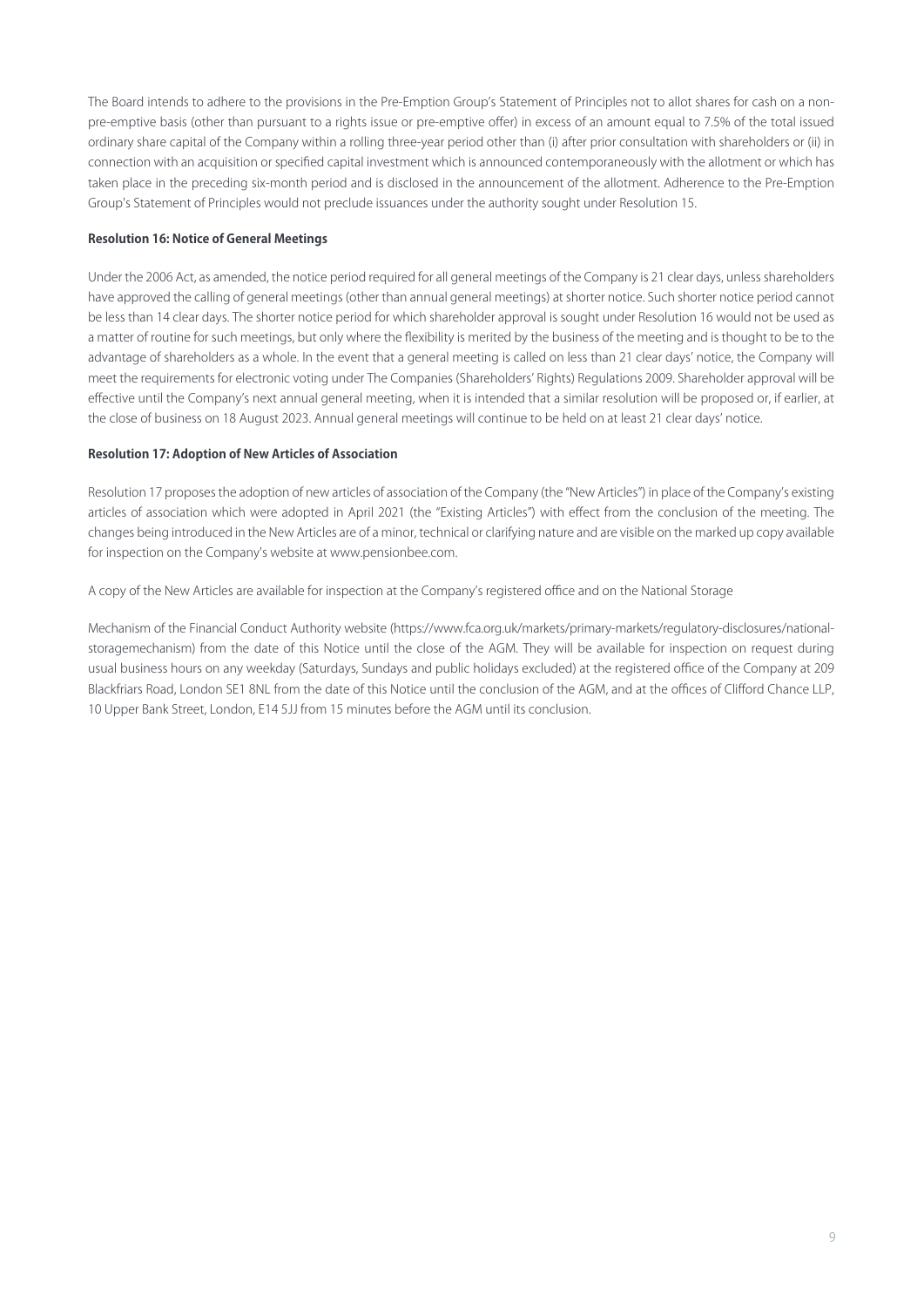The Board intends to adhere to the provisions in the Pre-Emption Group's Statement of Principles not to allot shares for cash on a non-pre-emptive basis (other than pursuant to a rights issue or pre-emptive offer) in excess of an amount equal to 7.5% of the total issued ordinary share capital of the Company within a rolling three-year period other than (i) after prior consultation with shareholders or (ii) in connection with an acquisition or specified capital investment which is announced contemporaneously with the allotment or which has taken place in the preceding six-month period and is disclosed in the announcement of the allotment. Adherence to the Pre-Emption Group's Statement of Principles would not preclude issuances under the authority sought under Resolution 15.

**Resolution 16: Notice of General Meetings**

Under the 2006 Act, as amended, the notice period required for all general meetings of the Company is 21 clear days, unless shareholders have approved the calling of general meetings (other than annual general meetings) at shorter notice. Such shorter notice period cannot be less than 14 clear days. The shorter notice period for which shareholder approval is sought under Resolution 16 would not be used as a matter of routine for such meetings, but only where the flexibility is merited by the business of the meeting and is thought to be to the advantage of shareholders as a whole. In the event that a general meeting is called on less than 21 clear days' notice, the Company will meet the requirements for electronic voting under The Companies (Shareholders' Rights) Regulations 2009. Shareholder approval will be effective until the Company's next annual general meeting, when it is intended that a similar resolution will be proposed or, if earlier, at the close of business on 18 August 2023. Annual general meetings will continue to be held on at least 21 clear days' notice.

**Resolution 17: Adoption of New Articles of Association**

Resolution 17 proposes the adoption of new articles of association of the Company (the "New Articles") in place of the Company's existing articles of association which were adopted in April 2021 (the "Existing Articles") with effect from the conclusion of the meeting. The changes being introduced in the New Articles are of a minor, technical or clarifying nature and are visible on the marked up copy available for inspection on the Company's website at www.pensionbee.com.

A copy of the New Articles are available for inspection at the Company's registered office and on the National Storage

Mechanism of the Financial Conduct Authority website (https://www.fca.org.uk/markets/primary-markets/regulatory-disclosures/national-storagemechanism) from the date of this Notice until the close of the AGM. They will be available for inspection on request during usual business hours on any weekday (Saturdays, Sundays and public holidays excluded) at the registered office of the Company at 209 Blackfriars Road, London SE1 8NL from the date of this Notice until the conclusion of the AGM, and at the offices of Clifford Chance LLP, 10 Upper Bank Street, London, E14 5JJ from 15 minutes before the AGM until its conclusion.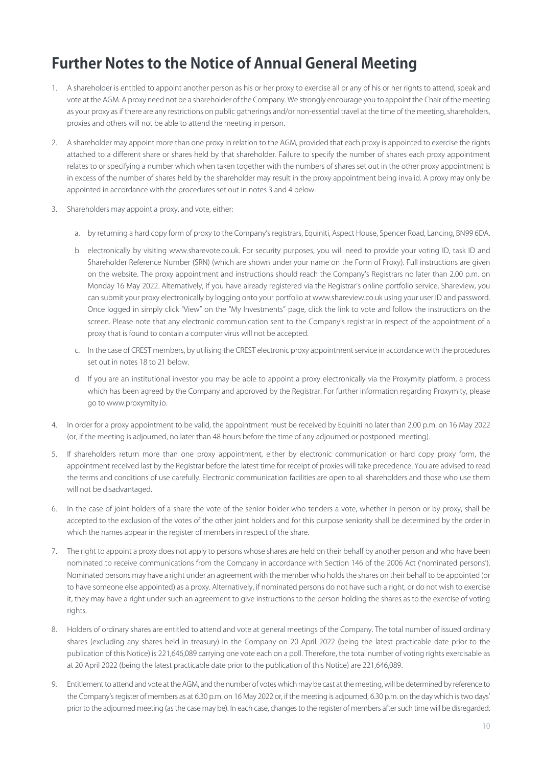# Further Notes to the Notice of Annual General Meeting

1. A shareholder is entitled to appoint another person as his or her proxy to exercise all or any of his or her rights to attend, speak and vote at the AGM. A proxy need not be a shareholder of the Company. We strongly encourage you to appoint the Chair of the meeting as your proxy as if there are any restrictions on public gatherings and/or non-essential travel at the time of the meeting, shareholders, proxies and others will not be able to attend the meeting in person.

2. A shareholder may appoint more than one proxy in relation to the AGM, provided that each proxy is appointed to exercise the rights attached to a different share or shares held by that shareholder. Failure to specify the number of shares each proxy appointment relates to or specifying a number which when taken together with the numbers of shares set out in the other proxy appointment is in excess of the number of shares held by the shareholder may result in the proxy appointment being invalid. A proxy may only be appointed in accordance with the procedures set out in notes 3 and 4 below.

3. Shareholders may appoint a proxy, and vote, either:

   a. by returning a hard copy form of proxy to the Company's registrars, Equiniti, Aspect House, Spencer Road, Lancing, BN99 6DA.

   b. electronically by visiting www.sharevote.co.uk. For security purposes, you will need to provide your voting ID, task ID and Shareholder Reference Number (SRN) (which are shown under your name on the Form of Proxy). Full instructions are given on the website. The proxy appointment and instructions should reach the Company's Registrars no later than 2.00 p.m. on Monday 16 May 2022. Alternatively, if you have already registered via the Registrar's online portfolio service, Shareview, you can submit your proxy electronically by logging onto your portfolio at www.shareview.co.uk using your user ID and password. Once logged in simply click "View" on the "My Investments" page, click the link to vote and follow the instructions on the screen. Please note that any electronic communication sent to the Company's registrar in respect of the appointment of a proxy that is found to contain a computer virus will not be accepted.

   c. In the case of CREST members, by utilising the CREST electronic proxy appointment service in accordance with the procedures set out in notes 18 to 21 below.

   d. If you are an institutional investor you may be able to appoint a proxy electronically via the Proxymity platform, a process which has been agreed by the Company and approved by the Registrar. For further information regarding Proxymity, please go to www.proxymity.io.

4. In order for a proxy appointment to be valid, the appointment must be received by Equiniti no later than 2.00 p.m. on 16 May 2022 (or, if the meeting is adjourned, no later than 48 hours before the time of any adjourned or postponed meeting).

5. If shareholders return more than one proxy appointment, either by electronic communication or hard copy proxy form, the appointment received last by the Registrar before the latest time for receipt of proxies will take precedence. You are advised to read the terms and conditions of use carefully. Electronic communication facilities are open to all shareholders and those who use them will not be disadvantaged.

6. In the case of joint holders of a share the vote of the senior holder who tenders a vote, whether in person or by proxy, shall be accepted to the exclusion of the votes of the other joint holders and for this purpose seniority shall be determined by the order in which the names appear in the register of members in respect of the share.

7. The right to appoint a proxy does not apply to persons whose shares are held on their behalf by another person and who have been nominated to receive communications from the Company in accordance with Section 146 of the 2006 Act ('nominated persons'). Nominated persons may have a right under an agreement with the member who holds the shares on their behalf to be appointed (or to have someone else appointed) as a proxy. Alternatively, if nominated persons do not have such a right, or do not wish to exercise it, they may have a right under such an agreement to give instructions to the person holding the shares as to the exercise of voting rights.

8. Holders of ordinary shares are entitled to attend and vote at general meetings of the Company. The total number of issued ordinary shares (excluding any shares held in treasury) in the Company on 20 April 2022 (being the latest practicable date prior to the publication of this Notice) is 221,646,089 carrying one vote each on a poll. Therefore, the total number of voting rights exercisable as at 20 April 2022 (being the latest practicable date prior to the publication of this Notice) are 221,646,089.

9. Entitlement to attend and vote at the AGM, and the number of votes which may be cast at the meeting, will be determined by reference to the Company's register of members as at 6.30 p.m. on 16 May 2022 or, if the meeting is adjourned, 6.30 p.m. on the day which is two days' prior to the adjourned meeting (as the case may be). In each case, changes to the register of members after such time will be disregarded.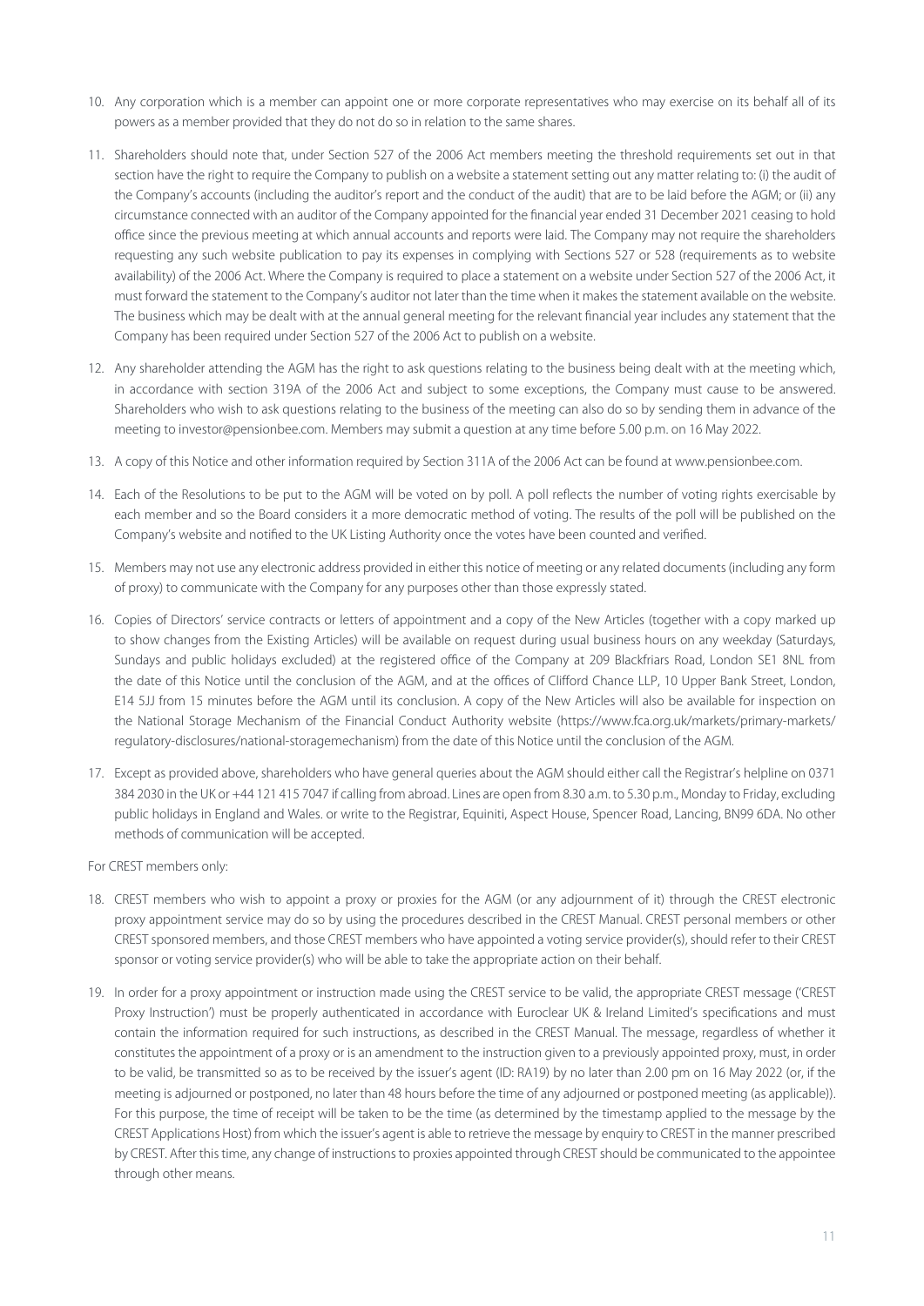10. Any corporation which is a member can appoint one or more corporate representatives who may exercise on its behalf all of its powers as a member provided that they do not do so in relation to the same shares.

11. Shareholders should note that, under Section 527 of the 2006 Act members meeting the threshold requirements set out in that section have the right to require the Company to publish on a website a statement setting out any matter relating to: (i) the audit of the Company's accounts (including the auditor's report and the conduct of the audit) that are to be laid before the AGM; or (ii) any circumstance connected with an auditor of the Company appointed for the financial year ended 31 December 2021 ceasing to hold office since the previous meeting at which annual accounts and reports were laid. The Company may not require the shareholders requesting any such website publication to pay its expenses in complying with Sections 527 or 528 (requirements as to website availability) of the 2006 Act. Where the Company is required to place a statement on a website under Section 527 of the 2006 Act, it must forward the statement to the Company's auditor not later than the time when it makes the statement available on the website. The business which may be dealt with at the annual general meeting for the relevant financial year includes any statement that the Company has been required under Section 527 of the 2006 Act to publish on a website.

12. Any shareholder attending the AGM has the right to ask questions relating to the business being dealt with at the meeting which, in accordance with section 319A of the 2006 Act and subject to some exceptions, the Company must cause to be answered. Shareholders who wish to ask questions relating to the business of the meeting can also do so by sending them in advance of the meeting to investor@pensionbee.com. Members may submit a question at any time before 5.00 p.m. on 16 May 2022.

13. A copy of this Notice and other information required by Section 311A of the 2006 Act can be found at www.pensionbee.com.

14. Each of the Resolutions to be put to the AGM will be voted on by poll. A poll reflects the number of voting rights exercisable by each member and so the Board considers it a more democratic method of voting. The results of the poll will be published on the Company's website and notified to the UK Listing Authority once the votes have been counted and verified.

15. Members may not use any electronic address provided in either this notice of meeting or any related documents (including any form of proxy) to communicate with the Company for any purposes other than those expressly stated.

16. Copies of Directors' service contracts or letters of appointment and a copy of the New Articles (together with a copy marked up to show changes from the Existing Articles) will be available on request during usual business hours on any weekday (Saturdays, Sundays and public holidays excluded) at the registered office of the Company at 209 Blackfriars Road, London SE1 8NL from the date of this Notice until the conclusion of the AGM, and at the offices of Clifford Chance LLP, 10 Upper Bank Street, London, E14 5JJ from 15 minutes before the AGM until its conclusion. A copy of the New Articles will also be available for inspection on the National Storage Mechanism of the Financial Conduct Authority website (https://www.fca.org.uk/markets/primary-markets/regulatory-disclosures/national-storagemechanism) from the date of this Notice until the conclusion of the AGM.

17. Except as provided above, shareholders who have general queries about the AGM should either call the Registrar's helpline on 0371 384 2030 in the UK or +44 121 415 7047 if calling from abroad. Lines are open from 8.30 a.m. to 5.30 p.m., Monday to Friday, excluding public holidays in England and Wales. or write to the Registrar, Equiniti, Aspect House, Spencer Road, Lancing, BN99 6DA. No other methods of communication will be accepted.

For CREST members only:

18. CREST members who wish to appoint a proxy or proxies for the AGM (or any adjournment of it) through the CREST electronic proxy appointment service may do so by using the procedures described in the CREST Manual. CREST personal members or other CREST sponsored members, and those CREST members who have appointed a voting service provider(s), should refer to their CREST sponsor or voting service provider(s) who will be able to take the appropriate action on their behalf.

19. In order for a proxy appointment or instruction made using the CREST service to be valid, the appropriate CREST message ('CREST Proxy Instruction') must be properly authenticated in accordance with Euroclear UK & Ireland Limited's specifications and must contain the information required for such instructions, as described in the CREST Manual. The message, regardless of whether it constitutes the appointment of a proxy or is an amendment to the instruction given to a previously appointed proxy, must, in order to be valid, be transmitted so as to be received by the issuer's agent (ID: RA19) by no later than 2.00 pm on 16 May 2022 (or, if the meeting is adjourned or postponed, no later than 48 hours before the time of any adjourned or postponed meeting (as applicable)). For this purpose, the time of receipt will be taken to be the time (as determined by the timestamp applied to the message by the CREST Applications Host) from which the issuer's agent is able to retrieve the message by enquiry to CREST in the manner prescribed by CREST. After this time, any change of instructions to proxies appointed through CREST should be communicated to the appointee through other means.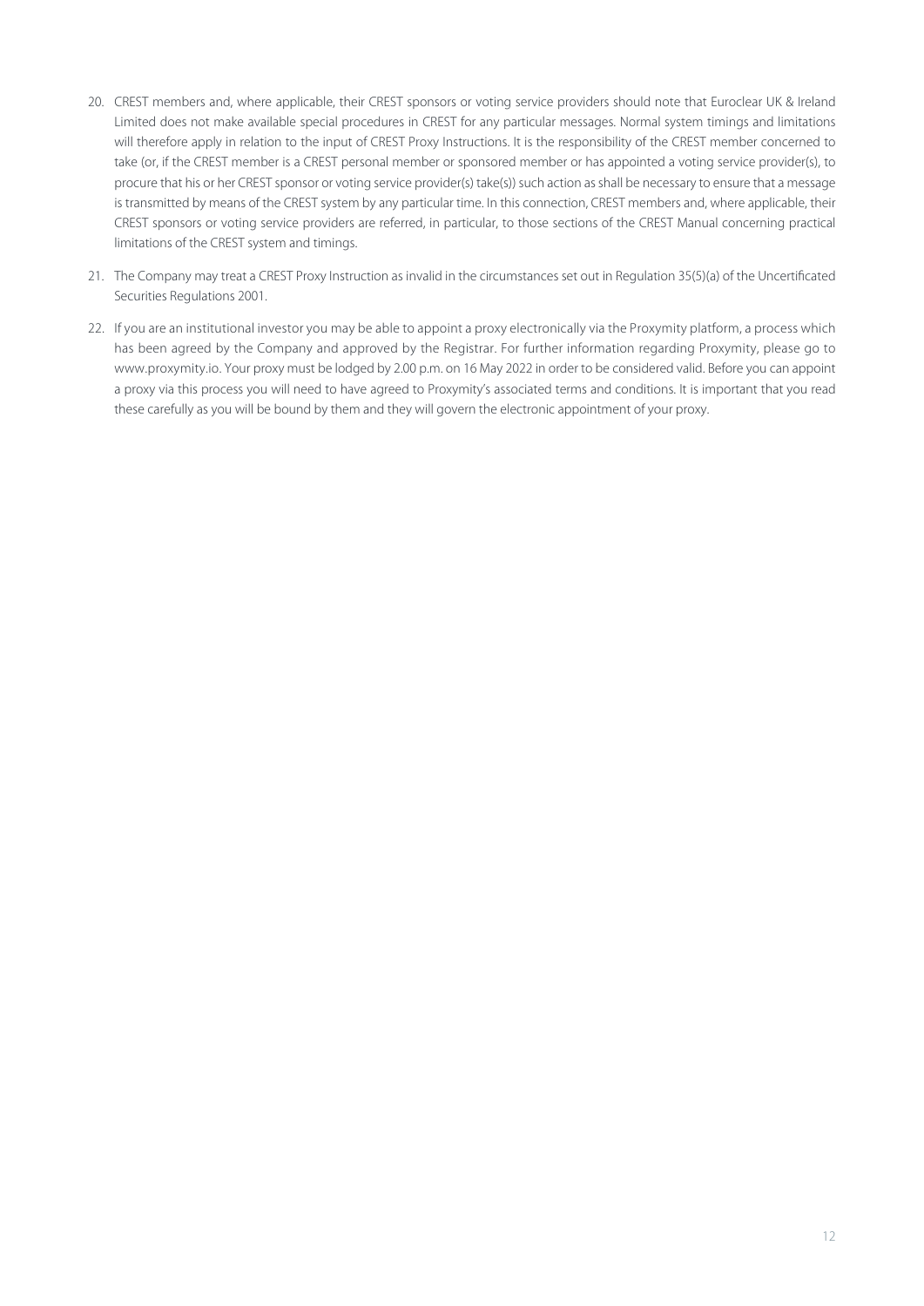20. CREST members and, where applicable, their CREST sponsors or voting service providers should note that Euroclear UK & Ireland Limited does not make available special procedures in CREST for any particular messages. Normal system timings and limitations will therefore apply in relation to the input of CREST Proxy Instructions. It is the responsibility of the CREST member concerned to take (or, if the CREST member is a CREST personal member or sponsored member or has appointed a voting service provider(s), to procure that his or her CREST sponsor or voting service provider(s) take(s)) such action as shall be necessary to ensure that a message is transmitted by means of the CREST system by any particular time. In this connection, CREST members and, where applicable, their CREST sponsors or voting service providers are referred, in particular, to those sections of the CREST Manual concerning practical limitations of the CREST system and timings.

21. The Company may treat a CREST Proxy Instruction as invalid in the circumstances set out in Regulation 35(5)(a) of the Uncertificated Securities Regulations 2001.

22. If you are an institutional investor you may be able to appoint a proxy electronically via the Proxymity platform, a process which has been agreed by the Company and approved by the Registrar. For further information regarding Proxymity, please go to www.proxymity.io. Your proxy must be lodged by 2.00 p.m. on 16 May 2022 in order to be considered valid. Before you can appoint a proxy via this process you will need to have agreed to Proxymity's associated terms and conditions. It is important that you read these carefully as you will be bound by them and they will govern the electronic appointment of your proxy.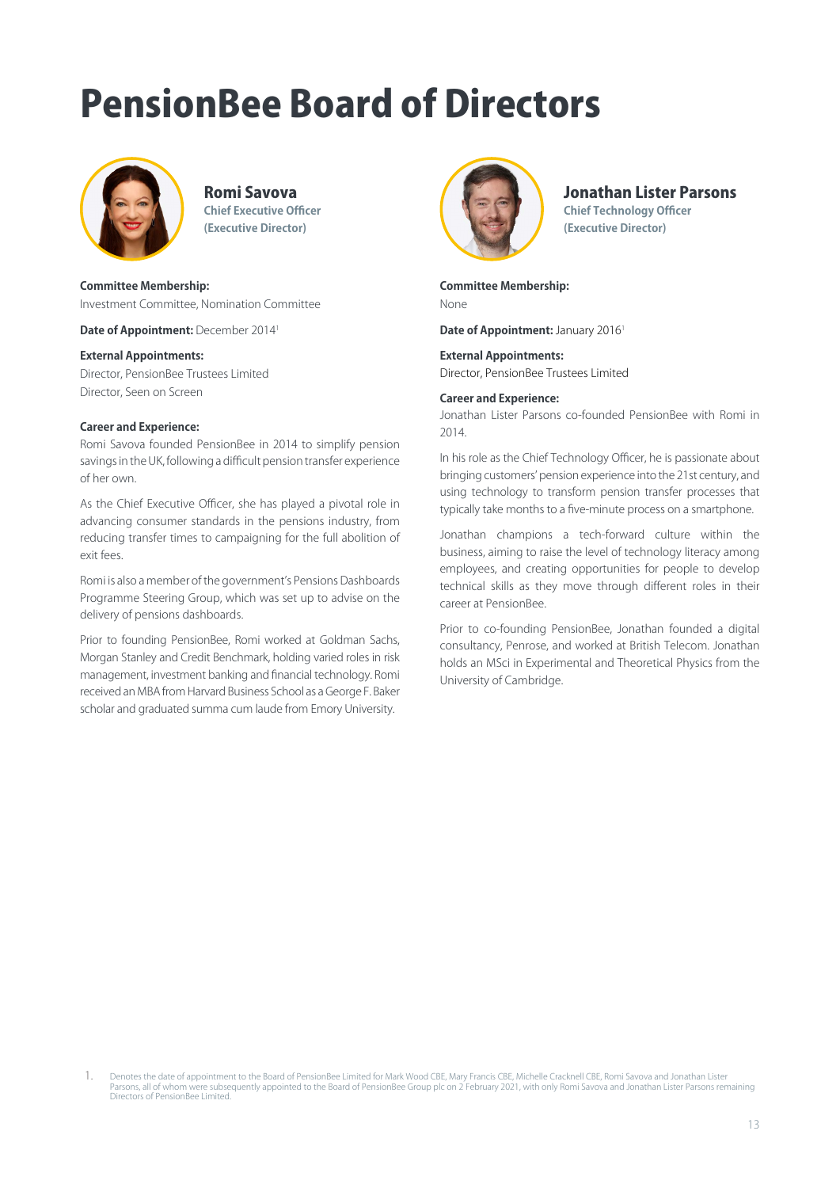# PensionBee Board of Directors

## Romi Savova

**Chief Executive Officer (Executive Director)**

**Committee Membership:**
Investment Committee, Nomination Committee

**Date of Appointment:** December 2014[1]

**External Appointments:**
Director, PensionBee Trustees Limited
Director, Seen on Screen

**Career and Experience:**
Romi Savova founded PensionBee in 2014 to simplify pension savings in the UK, following a difficult pension transfer experience of her own.

As the Chief Executive Officer, she has played a pivotal role in advancing consumer standards in the pensions industry, from reducing transfer times to campaigning for the full abolition of exit fees.

Romi is also a member of the government's Pensions Dashboards Programme Steering Group, which was set up to advise on the delivery of pensions dashboards.

Prior to founding PensionBee, Romi worked at Goldman Sachs, Morgan Stanley and Credit Benchmark, holding varied roles in risk management, investment banking and financial technology. Romi received an MBA from Harvard Business School as a George F. Baker scholar and graduated summa cum laude from Emory University.

## Jonathan Lister Parsons

**Chief Technology Officer (Executive Director)**

**Committee Membership:**
None

**Date of Appointment:** January 2016[1]

**External Appointments:**
Director, PensionBee Trustees Limited

**Career and Experience:**
Jonathan Lister Parsons co-founded PensionBee with Romi in 2014.

In his role as the Chief Technology Officer, he is passionate about bringing customers' pension experience into the 21st century, and using technology to transform pension transfer processes that typically take months to a five-minute process on a smartphone.

Jonathan champions a tech-forward culture within the business, aiming to raise the level of technology literacy among employees, and creating opportunities for people to develop technical skills as they move through different roles in their career at PensionBee.

Prior to co-founding PensionBee, Jonathan founded a digital consultancy, Penrose, and worked at British Telecom. Jonathan holds an MSci in Experimental and Theoretical Physics from the University of Cambridge.

1. Denotes the date of appointment to the Board of PensionBee Limited for Mark Wood CBE, Mary Francis CBE, Michelle Cracknell CBE, Romi Savova and Jonathan Lister Parsons, all of whom were subsequently appointed to the Board of PensionBee Group plc on 2 February 2021, with only Romi Savova and Jonathan Lister Parsons remaining Directors of PensionBee Limited.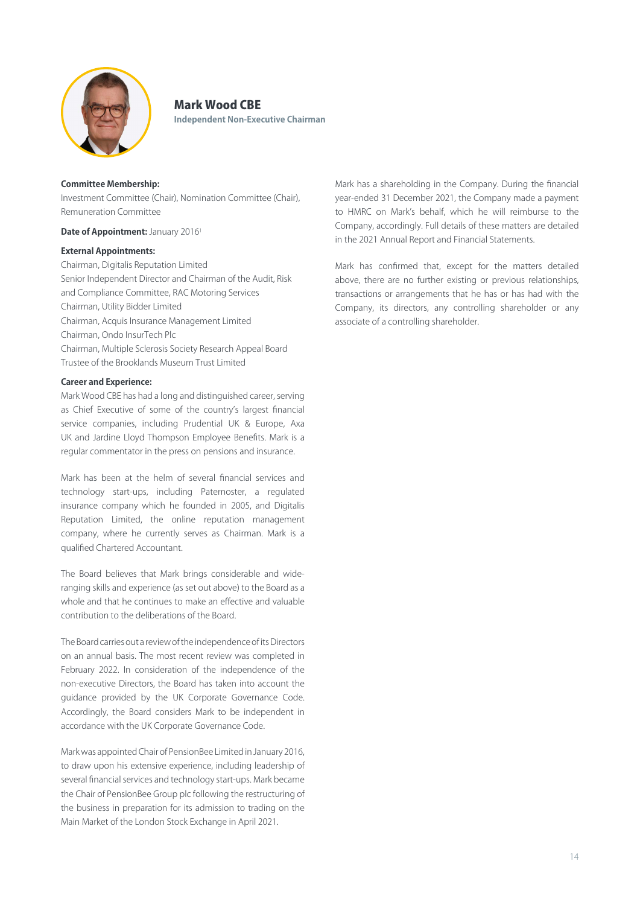## Mark Wood CBE

**Independent Non-Executive Chairman**

**Committee Membership:**
Investment Committee (Chair), Nomination Committee (Chair), Remuneration Committee

**Date of Appointment:** January 2016[1]

**External Appointments:**
Chairman, Digitalis Reputation Limited
Senior Independent Director and Chairman of the Audit, Risk and Compliance Committee, RAC Motoring Services
Chairman, Utility Bidder Limited
Chairman, Acquis Insurance Management Limited
Chairman, Ondo InsurTech Plc
Chairman, Multiple Sclerosis Society Research Appeal Board
Trustee of the Brooklands Museum Trust Limited

**Career and Experience:**
Mark Wood CBE has had a long and distinguished career, serving as Chief Executive of some of the country's largest financial service companies, including Prudential UK & Europe, Axa UK and Jardine Lloyd Thompson Employee Benefits. Mark is a regular commentator in the press on pensions and insurance.

Mark has been at the helm of several financial services and technology start-ups, including Paternoster, a regulated insurance company which he founded in 2005, and Digitalis Reputation Limited, the online reputation management company, where he currently serves as Chairman. Mark is a qualified Chartered Accountant.

The Board believes that Mark brings considerable and wide-ranging skills and experience (as set out above) to the Board as a whole and that he continues to make an effective and valuable contribution to the deliberations of the Board.

The Board carries out a review of the independence of its Directors on an annual basis. The most recent review was completed in February 2022. In consideration of the independence of the non-executive Directors, the Board has taken into account the guidance provided by the UK Corporate Governance Code. Accordingly, the Board considers Mark to be independent in accordance with the UK Corporate Governance Code.

Mark was appointed Chair of PensionBee Limited in January 2016, to draw upon his extensive experience, including leadership of several financial services and technology start-ups. Mark became the Chair of PensionBee Group plc following the restructuring of the business in preparation for its admission to trading on the Main Market of the London Stock Exchange in April 2021.

Mark has a shareholding in the Company. During the financial year-ended 31 December 2021, the Company made a payment to HMRC on Mark's behalf, which he will reimburse to the Company, accordingly. Full details of these matters are detailed in the 2021 Annual Report and Financial Statements.

Mark has confirmed that, except for the matters detailed above, there are no further existing or previous relationships, transactions or arrangements that he has or has had with the Company, its directors, any controlling shareholder or any associate of a controlling shareholder.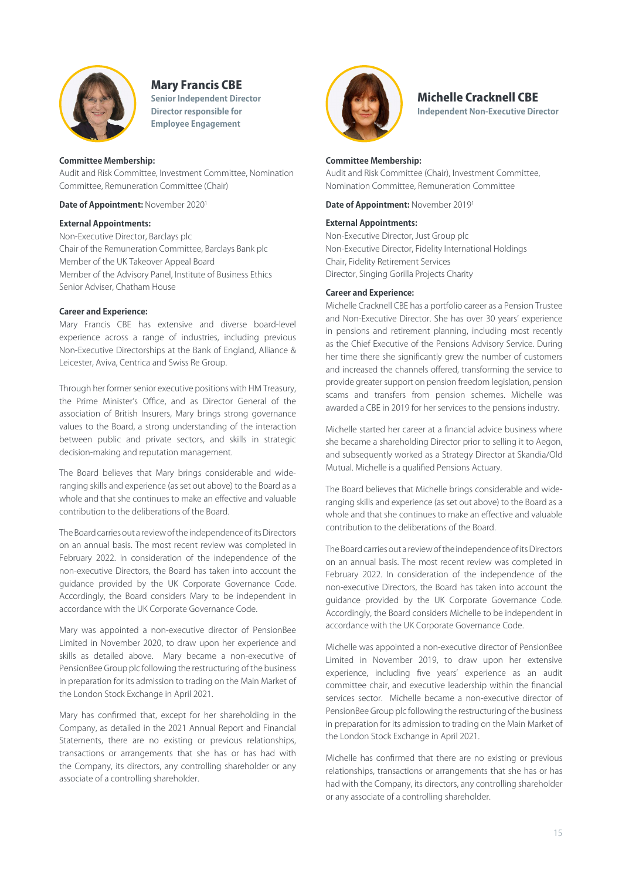## Mary Francis CBE

**Senior Independent Director**
**Director responsible for Employee Engagement**

**Committee Membership:**
Audit and Risk Committee, Investment Committee, Nomination Committee, Remuneration Committee (Chair)

**Date of Appointment:** November 2020[1]

**External Appointments:**
Non-Executive Director, Barclays plc
Chair of the Remuneration Committee, Barclays Bank plc
Member of the UK Takeover Appeal Board
Member of the Advisory Panel, Institute of Business Ethics
Senior Adviser, Chatham House

**Career and Experience:**
Mary Francis CBE has extensive and diverse board-level experience across a range of industries, including previous Non-Executive Directorships at the Bank of England, Alliance & Leicester, Aviva, Centrica and Swiss Re Group.

Through her former senior executive positions with HM Treasury, the Prime Minister's Office, and as Director General of the association of British Insurers, Mary brings strong governance values to the Board, a strong understanding of the interaction between public and private sectors, and skills in strategic decision-making and reputation management.

The Board believes that Mary brings considerable and wide-ranging skills and experience (as set out above) to the Board as a whole and that she continues to make an effective and valuable contribution to the deliberations of the Board.

The Board carries out a review of the independence of its Directors on an annual basis. The most recent review was completed in February 2022. In consideration of the independence of the non-executive Directors, the Board has taken into account the guidance provided by the UK Corporate Governance Code. Accordingly, the Board considers Mary to be independent in accordance with the UK Corporate Governance Code.

Mary was appointed a non-executive director of PensionBee Limited in November 2020, to draw upon her experience and skills as detailed above. Mary became a non-executive of PensionBee Group plc following the restructuring of the business in preparation for its admission to trading on the Main Market of the London Stock Exchange in April 2021.

Mary has confirmed that, except for her shareholding in the Company, as detailed in the 2021 Annual Report and Financial Statements, there are no existing or previous relationships, transactions or arrangements that she has or has had with the Company, its directors, any controlling shareholder or any associate of a controlling shareholder.

## Michelle Cracknell CBE

**Independent Non-Executive Director**

**Committee Membership:**
Audit and Risk Committee (Chair), Investment Committee, Nomination Committee, Remuneration Committee

**Date of Appointment:** November 2019[1]

**External Appointments:**
Non-Executive Director, Just Group plc
Non-Executive Director, Fidelity International Holdings
Chair, Fidelity Retirement Services
Director, Singing Gorilla Projects Charity

**Career and Experience:**
Michelle Cracknell CBE has a portfolio career as a Pension Trustee and Non-Executive Director. She has over 30 years' experience in pensions and retirement planning, including most recently as the Chief Executive of the Pensions Advisory Service. During her time there she significantly grew the number of customers and increased the channels offered, transforming the service to provide greater support on pension freedom legislation, pension scams and transfers from pension schemes. Michelle was awarded a CBE in 2019 for her services to the pensions industry.

Michelle started her career at a financial advice business where she became a shareholding Director prior to selling it to Aegon, and subsequently worked as a Strategy Director at Skandia/Old Mutual. Michelle is a qualified Pensions Actuary.

The Board believes that Michelle brings considerable and wide-ranging skills and experience (as set out above) to the Board as a whole and that she continues to make an effective and valuable contribution to the deliberations of the Board.

The Board carries out a review of the independence of its Directors on an annual basis. The most recent review was completed in February 2022. In consideration of the independence of the non-executive Directors, the Board has taken into account the guidance provided by the UK Corporate Governance Code. Accordingly, the Board considers Michelle to be independent in accordance with the UK Corporate Governance Code.

Michelle was appointed a non-executive director of PensionBee Limited in November 2019, to draw upon her extensive experience, including five years' experience as an audit committee chair, and executive leadership within the financial services sector. Michelle became a non-executive director of PensionBee Group plc following the restructuring of the business in preparation for its admission to trading on the Main Market of the London Stock Exchange in April 2021.

Michelle has confirmed that there are no existing or previous relationships, transactions or arrangements that she has or has had with the Company, its directors, any controlling shareholder or any associate of a controlling shareholder.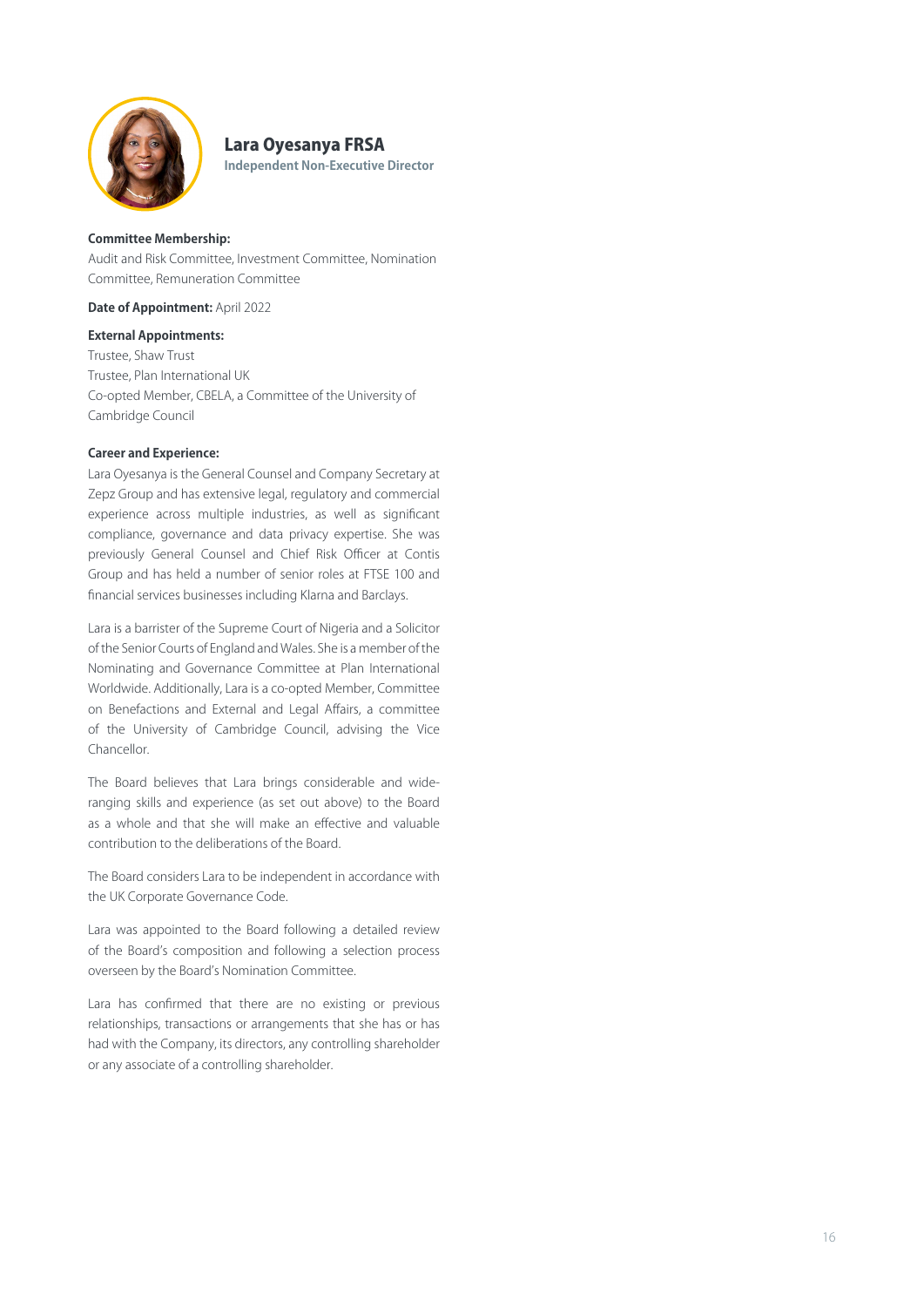## Lara Oyesanya FRSA

**Independent Non-Executive Director**

**Committee Membership:**
Audit and Risk Committee, Investment Committee, Nomination Committee, Remuneration Committee

**Date of Appointment:** April 2022

**External Appointments:**
Trustee, Shaw Trust
Trustee, Plan International UK
Co-opted Member, CBELA, a Committee of the University of Cambridge Council

**Career and Experience:**

Lara Oyesanya is the General Counsel and Company Secretary at Zepz Group and has extensive legal, regulatory and commercial experience across multiple industries, as well as significant compliance, governance and data privacy expertise. She was previously General Counsel and Chief Risk Officer at Contis Group and has held a number of senior roles at FTSE 100 and financial services businesses including Klarna and Barclays.

Lara is a barrister of the Supreme Court of Nigeria and a Solicitor of the Senior Courts of England and Wales. She is a member of the Nominating and Governance Committee at Plan International Worldwide. Additionally, Lara is a co-opted Member, Committee on Benefactions and External and Legal Affairs, a committee of the University of Cambridge Council, advising the Vice Chancellor.

The Board believes that Lara brings considerable and wide-ranging skills and experience (as set out above) to the Board as a whole and that she will make an effective and valuable contribution to the deliberations of the Board.

The Board considers Lara to be independent in accordance with the UK Corporate Governance Code.

Lara was appointed to the Board following a detailed review of the Board's composition and following a selection process overseen by the Board's Nomination Committee.

Lara has confirmed that there are no existing or previous relationships, transactions or arrangements that she has or has had with the Company, its directors, any controlling shareholder or any associate of a controlling shareholder.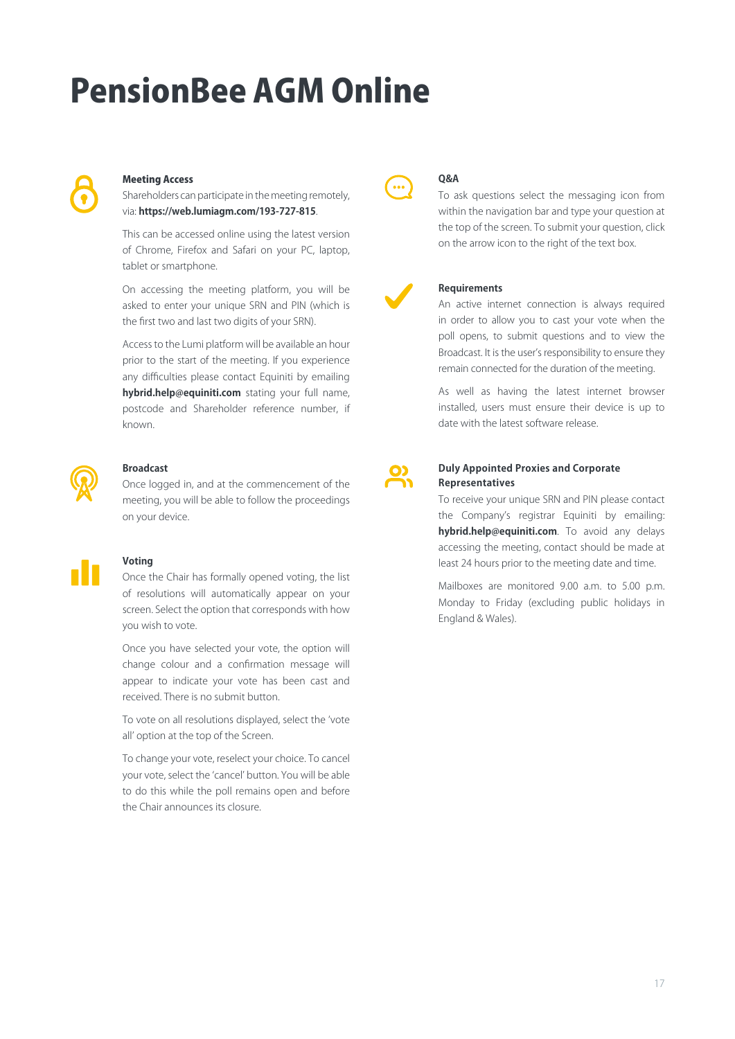# PensionBee AGM Online

### Meeting Access

Shareholders can participate in the meeting remotely, via: **https://web.lumiagm.com/193-727-815**.

This can be accessed online using the latest version of Chrome, Firefox and Safari on your PC, laptop, tablet or smartphone.

On accessing the meeting platform, you will be asked to enter your unique SRN and PIN (which is the first two and last two digits of your SRN).

Access to the Lumi platform will be available an hour prior to the start of the meeting. If you experience any difficulties please contact Equiniti by emailing **hybrid.help@equiniti.com** stating your full name, postcode and Shareholder reference number, if known.

### Broadcast

Once logged in, and at the commencement of the meeting, you will be able to follow the proceedings on your device.

### Voting

Once the Chair has formally opened voting, the list of resolutions will automatically appear on your screen. Select the option that corresponds with how you wish to vote.

Once you have selected your vote, the option will change colour and a confirmation message will appear to indicate your vote has been cast and received. There is no submit button.

To vote on all resolutions displayed, select the 'vote all' option at the top of the Screen.

To change your vote, reselect your choice. To cancel your vote, select the 'cancel' button. You will be able to do this while the poll remains open and before the Chair announces its closure.

### Q&A

To ask questions select the messaging icon from within the navigation bar and type your question at the top of the screen. To submit your question, click on the arrow icon to the right of the text box.

### Requirements

An active internet connection is always required in order to allow you to cast your vote when the poll opens, to submit questions and to view the Broadcast. It is the user's responsibility to ensure they remain connected for the duration of the meeting.

As well as having the latest internet browser installed, users must ensure their device is up to date with the latest software release.

### Duly Appointed Proxies and Corporate Representatives

To receive your unique SRN and PIN please contact the Company's registrar Equiniti by emailing: **hybrid.help@equiniti.com**. To avoid any delays accessing the meeting, contact should be made at least 24 hours prior to the meeting date and time.

Mailboxes are monitored 9.00 a.m. to 5.00 p.m. Monday to Friday (excluding public holidays in England & Wales).